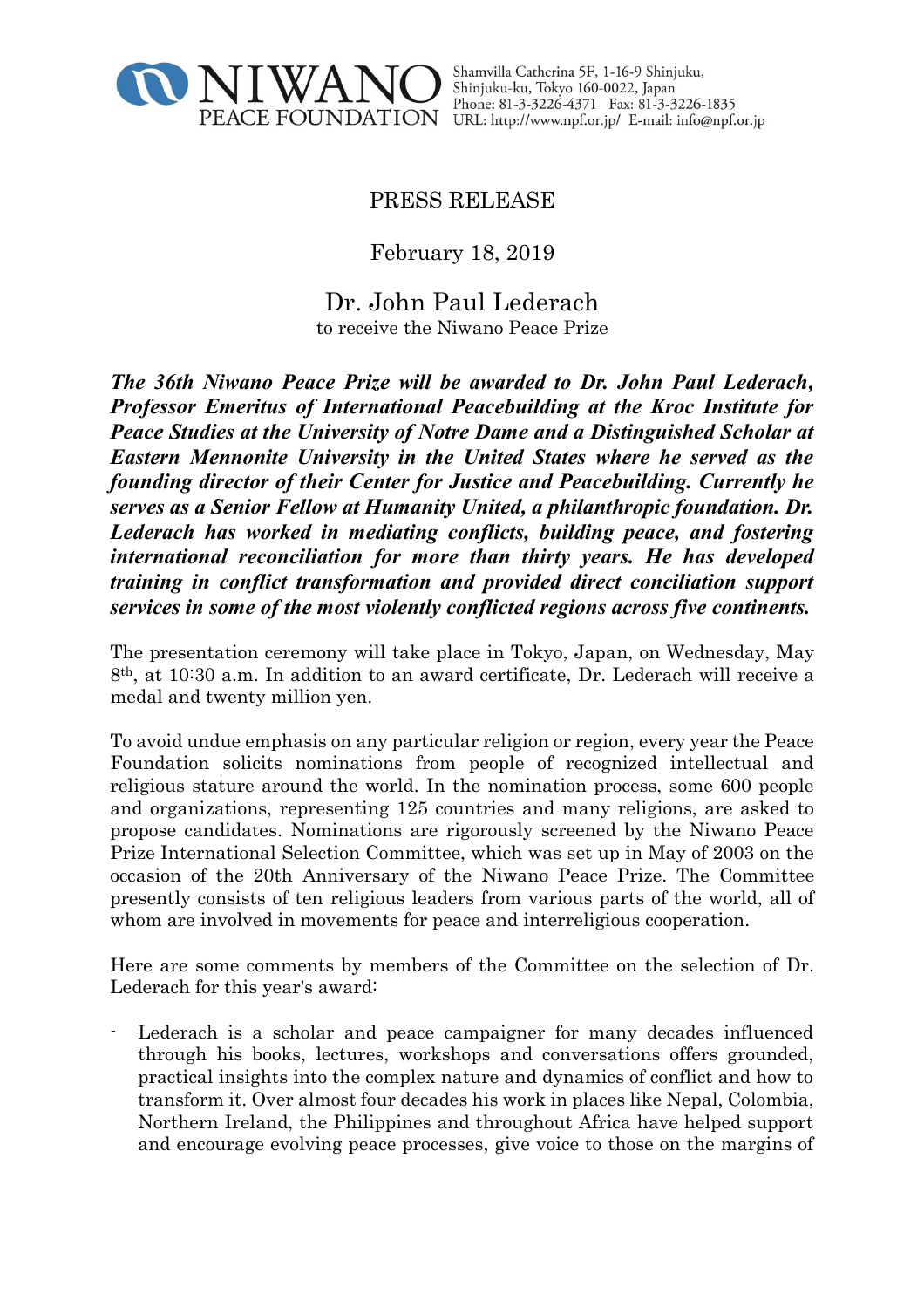NIWANO PEACE FOUNDATION

Shamvilla Catherina 5F, 1-16-9 Shinjuku,
Shinjuku-ku, Tokyo 160-0022, Japan
Phone: 81-3-3226-4371 Fax: 81-3-3226-1835
URL: http://www.npf.or.jp/ E-mail: info@npf.or.jp

# PRESS RELEASE

February 18, 2019

## Dr. John Paul Lederach
to receive the Niwano Peace Prize

***The 36th Niwano Peace Prize will be awarded to Dr. John Paul Lederach, Professor Emeritus of International Peacebuilding at the Kroc Institute for Peace Studies at the University of Notre Dame and a Distinguished Scholar at Eastern Mennonite University in the United States where he served as the founding director of their Center for Justice and Peacebuilding. Currently he serves as a Senior Fellow at Humanity United, a philanthropic foundation. Dr. Lederach has worked in mediating conflicts, building peace, and fostering international reconciliation for more than thirty years. He has developed training in conflict transformation and provided direct conciliation support services in some of the most violently conflicted regions across five continents.***

The presentation ceremony will take place in Tokyo, Japan, on Wednesday, May 8th, at 10:30 a.m. In addition to an award certificate, Dr. Lederach will receive a medal and twenty million yen.

To avoid undue emphasis on any particular religion or region, every year the Peace Foundation solicits nominations from people of recognized intellectual and religious stature around the world. In the nomination process, some 600 people and organizations, representing 125 countries and many religions, are asked to propose candidates. Nominations are rigorously screened by the Niwano Peace Prize International Selection Committee, which was set up in May of 2003 on the occasion of the 20th Anniversary of the Niwano Peace Prize. The Committee presently consists of ten religious leaders from various parts of the world, all of whom are involved in movements for peace and interreligious cooperation.

Here are some comments by members of the Committee on the selection of Dr. Lederach for this year's award:

- Lederach is a scholar and peace campaigner for many decades influenced through his books, lectures, workshops and conversations offers grounded, practical insights into the complex nature and dynamics of conflict and how to transform it. Over almost four decades his work in places like Nepal, Colombia, Northern Ireland, the Philippines and throughout Africa have helped support and encourage evolving peace processes, give voice to those on the margins of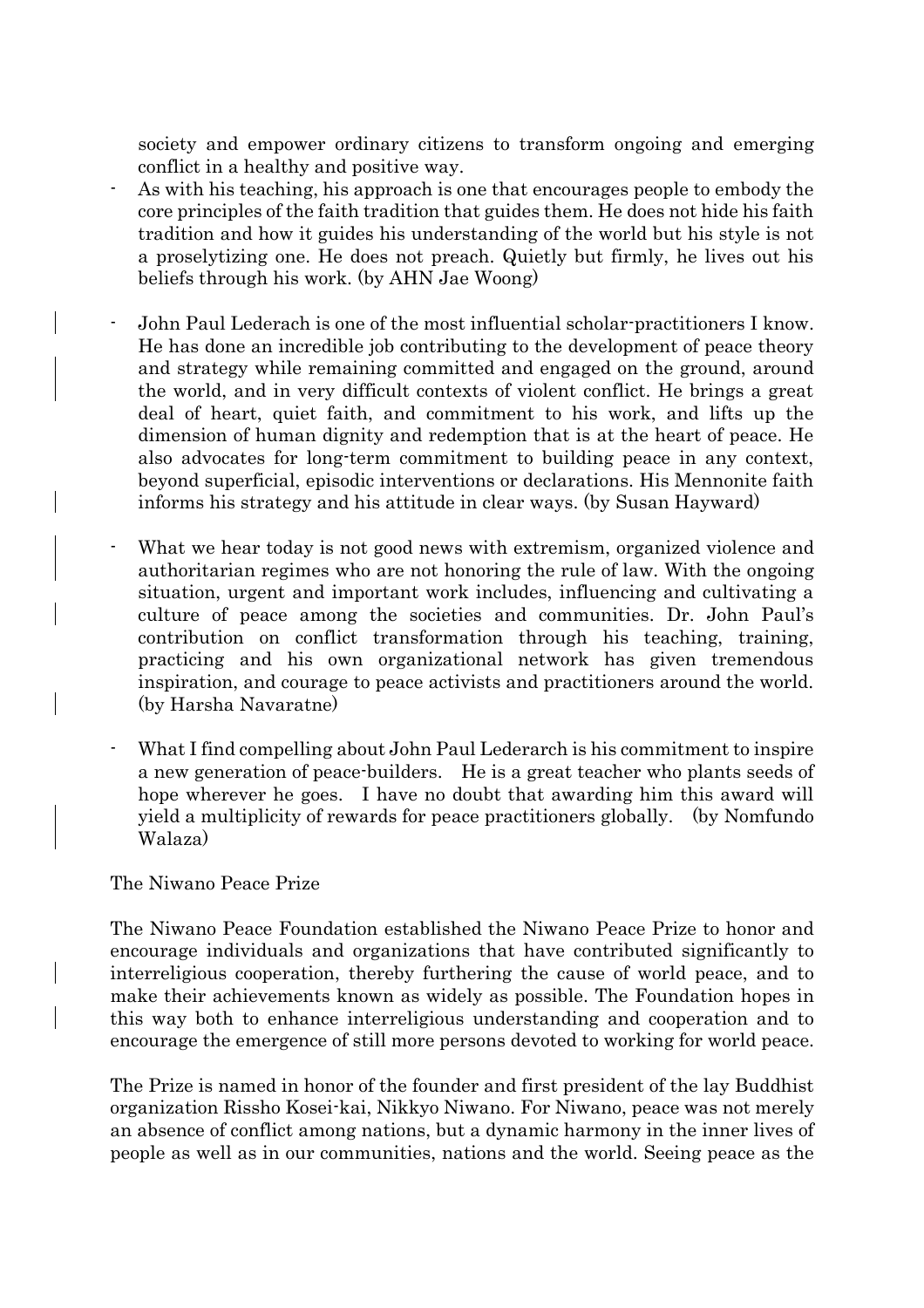society and empower ordinary citizens to transform ongoing and emerging conflict in a healthy and positive way.

- As with his teaching, his approach is one that encourages people to embody the core principles of the faith tradition that guides them. He does not hide his faith tradition and how it guides his understanding of the world but his style is not a proselytizing one. He does not preach. Quietly but firmly, he lives out his beliefs through his work. (by AHN Jae Woong)

- John Paul Lederach is one of the most influential scholar-practitioners I know. He has done an incredible job contributing to the development of peace theory and strategy while remaining committed and engaged on the ground, around the world, and in very difficult contexts of violent conflict. He brings a great deal of heart, quiet faith, and commitment to his work, and lifts up the dimension of human dignity and redemption that is at the heart of peace. He also advocates for long-term commitment to building peace in any context, beyond superficial, episodic interventions or declarations. His Mennonite faith informs his strategy and his attitude in clear ways. (by Susan Hayward)

- What we hear today is not good news with extremism, organized violence and authoritarian regimes who are not honoring the rule of law. With the ongoing situation, urgent and important work includes, influencing and cultivating a culture of peace among the societies and communities. Dr. John Paul's contribution on conflict transformation through his teaching, training, practicing and his own organizational network has given tremendous inspiration, and courage to peace activists and practitioners around the world. (by Harsha Navaratne)

- What I find compelling about John Paul Lederarch is his commitment to inspire a new generation of peace-builders. He is a great teacher who plants seeds of hope wherever he goes. I have no doubt that awarding him this award will yield a multiplicity of rewards for peace practitioners globally. (by Nomfundo Walaza)

The Niwano Peace Prize

The Niwano Peace Foundation established the Niwano Peace Prize to honor and encourage individuals and organizations that have contributed significantly to interreligious cooperation, thereby furthering the cause of world peace, and to make their achievements known as widely as possible. The Foundation hopes in this way both to enhance interreligious understanding and cooperation and to encourage the emergence of still more persons devoted to working for world peace.

The Prize is named in honor of the founder and first president of the lay Buddhist organization Rissho Kosei-kai, Nikkyo Niwano. For Niwano, peace was not merely an absence of conflict among nations, but a dynamic harmony in the inner lives of people as well as in our communities, nations and the world. Seeing peace as the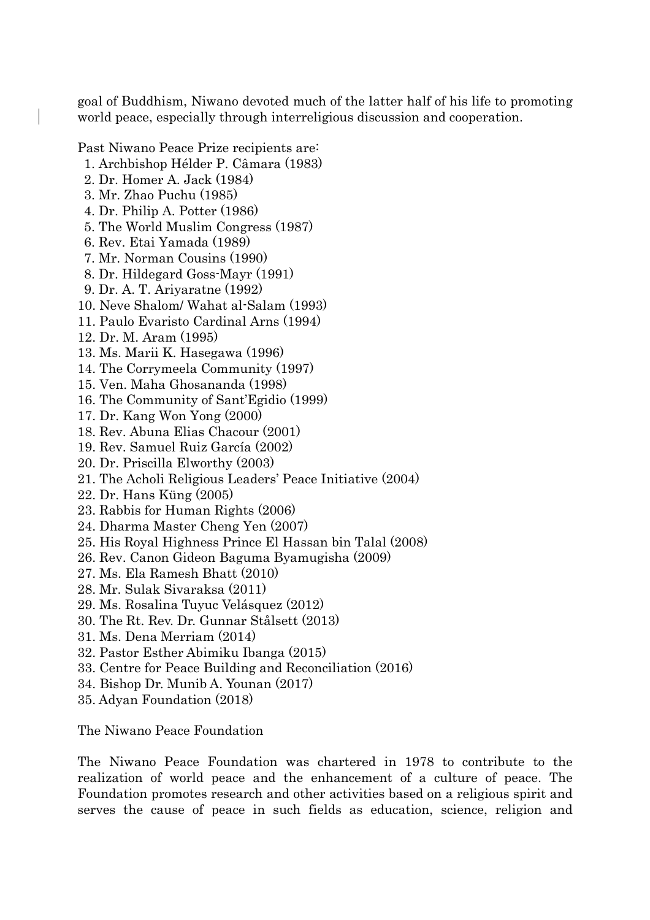goal of Buddhism, Niwano devoted much of the latter half of his life to promoting world peace, especially through interreligious discussion and cooperation.

Past Niwano Peace Prize recipients are:

1. Archbishop Hélder P. Câmara (1983)
2. Dr. Homer A. Jack (1984)
3. Mr. Zhao Puchu (1985)
4. Dr. Philip A. Potter (1986)
5. The World Muslim Congress (1987)
6. Rev. Etai Yamada (1989)
7. Mr. Norman Cousins (1990)
8. Dr. Hildegard Goss-Mayr (1991)
9. Dr. A. T. Ariyaratne (1992)
10. Neve Shalom/ Wahat al-Salam (1993)
11. Paulo Evaristo Cardinal Arns (1994)
12. Dr. M. Aram (1995)
13. Ms. Marii K. Hasegawa (1996)
14. The Corrymeela Community (1997)
15. Ven. Maha Ghosananda (1998)
16. The Community of Sant'Egidio (1999)
17. Dr. Kang Won Yong (2000)
18. Rev. Abuna Elias Chacour (2001)
19. Rev. Samuel Ruiz García (2002)
20. Dr. Priscilla Elworthy (2003)
21. The Acholi Religious Leaders' Peace Initiative (2004)
22. Dr. Hans Küng (2005)
23. Rabbis for Human Rights (2006)
24. Dharma Master Cheng Yen (2007)
25. His Royal Highness Prince El Hassan bin Talal (2008)
26. Rev. Canon Gideon Baguma Byamugisha (2009)
27. Ms. Ela Ramesh Bhatt (2010)
28. Mr. Sulak Sivaraksa (2011)
29. Ms. Rosalina Tuyuc Velásquez (2012)
30. The Rt. Rev. Dr. Gunnar Stålsett (2013)
31. Ms. Dena Merriam (2014)
32. Pastor Esther Abimiku Ibanga (2015)
33. Centre for Peace Building and Reconciliation (2016)
34. Bishop Dr. Munib A. Younan (2017)
35. Adyan Foundation (2018)

The Niwano Peace Foundation

The Niwano Peace Foundation was chartered in 1978 to contribute to the realization of world peace and the enhancement of a culture of peace. The Foundation promotes research and other activities based on a religious spirit and serves the cause of peace in such fields as education, science, religion and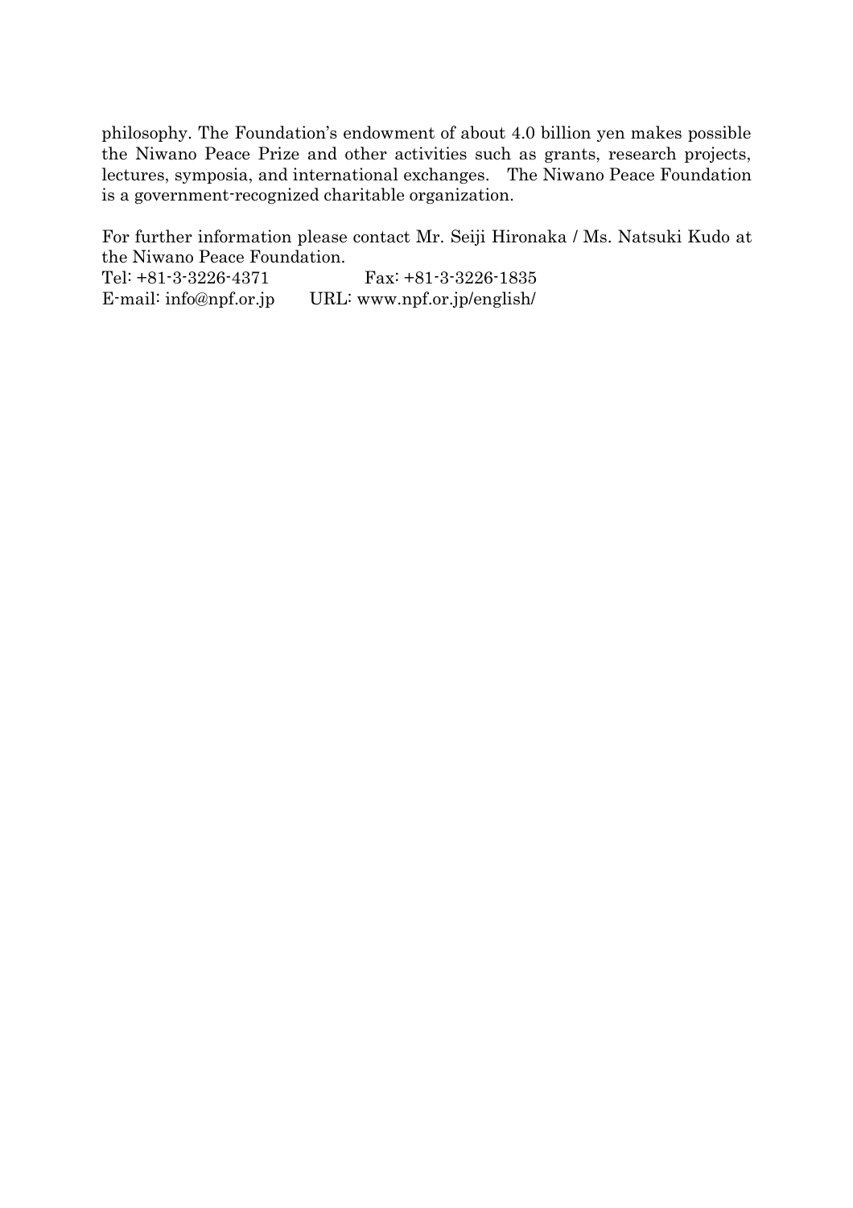philosophy. The Foundation's endowment of about 4.0 billion yen makes possible the Niwano Peace Prize and other activities such as grants, research projects, lectures, symposia, and international exchanges. The Niwano Peace Foundation is a government-recognized charitable organization.

For further information please contact Mr. Seiji Hironaka / Ms. Natsuki Kudo at the Niwano Peace Foundation.
Tel: +81-3-3226-4371 Fax: +81-3-3226-1835
E-mail: info@npf.or.jp URL: www.npf.or.jp/english/